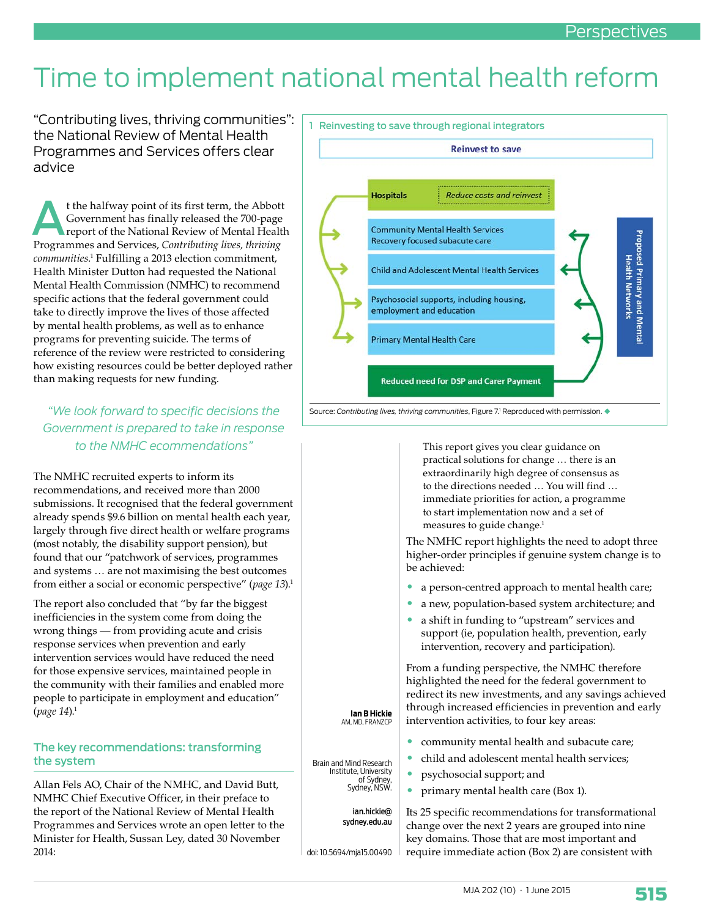# Time to implement national mental health reform

"Contributing lives, thriving communities": the National Review of Mental Health Programmes and Services offers clear advice

At the halfway point of its first term, the Abbott Government has finally released the 700-page report of the National Review of Mental Health Programmes and Services, *Contributing lives, thriving communities*.[1] Fulfilling a 2013 election commitment, Health Minister Dutton had requested the National Mental Health Commission (NMHC) to recommend specific actions that the federal government could take to directly improve the lives of those affected by mental health problems, as well as to enhance programs for preventing suicide. The terms of reference of the review were restricted to considering how existing resources could be better deployed rather than making requests for new funding.

> "We look forward to specific decisions the Government is prepared to take in response to the NMHC ecommendations"

The NMHC recruited experts to inform its recommendations, and received more than 2000 submissions. It recognised that the federal government already spends $9.6 billion on mental health each year, largely through five direct health or welfare programs (most notably, the disability support pension), but found that our "patchwork of services, programmes and systems … are not maximising the best outcomes from either a social or economic perspective" (*page 13*).[1]

The report also concluded that "by far the biggest inefficiencies in the system come from doing the wrong things — from providing acute and crisis response services when prevention and early intervention services would have reduced the need for those expensive services, maintained people in the community with their families and enabled more people to participate in employment and education" (*page 14*).[1]

## The key recommendations: transforming the system

Allan Fels AO, Chair of the NMHC, and David Butt, NMHC Chief Executive Officer, in their preface to the report of the National Review of Mental Health Programmes and Services wrote an open letter to the Minister for Health, Sussan Ley, dated 30 November 2014:

> This report gives you clear guidance on practical solutions for change … there is an extraordinarily high degree of consensus as to the directions needed … You will find … immediate priorities for action, a programme to start implementation now and a set of measures to guide change.[1]

The NMHC report highlights the need to adopt three higher-order principles if genuine system change is to be achieved:

- a person-centred approach to mental health care;
- a new, population-based system architecture; and
- a shift in funding to "upstream" services and support (ie, population health, prevention, early intervention, recovery and participation).

From a funding perspective, the NMHC therefore highlighted the need for the federal government to redirect its new investments, and any savings achieved through increased efficiencies in prevention and early intervention activities, to four key areas:

- community mental health and subacute care;
- child and adolescent mental health services;
- psychosocial support; and
- primary mental health care (Box 1).

Its 25 specific recommendations for transformational change over the next 2 years are grouped into nine key domains. Those that are most important and require immediate action (Box 2) are consistent with

**1 Reinvesting to save through regional integrators**

Reinvest to save

- Hospitals — *Reduce costs and reinvest*
- Community Mental Health Services; Recovery focused subacute care
- Child and Adolescent Mental Health Services
- Psychosocial supports, including housing, employment and education
- Primary Mental Health Care
- Reduced need for DSP and Carer Payment

Proposed Primary and Mental Health Networks

Source: *Contributing lives, thriving communities*, Figure 7.[1] Reproduced with permission. ◆

**Ian B Hickie**
AM, MD, FRANZCP

Brain and Mind Research Institute, University of Sydney, Sydney, NSW.

ian.hickie@sydney.edu.au

doi: 10.5694/mja15.00490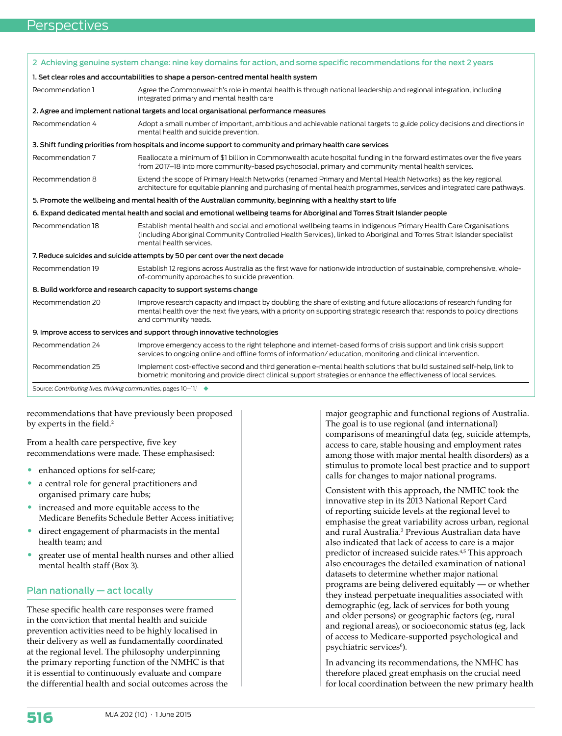**2 Achieving genuine system change: nine key domains for action, and some specific recommendations for the next 2 years**

| | |
|---|---|
| **1. Set clear roles and accountabilities to shape a person-centred mental health system** | |
| Recommendation 1 | Agree the Commonwealth's role in mental health is through national leadership and regional integration, including integrated primary and mental health care |
| **2. Agree and implement national targets and local organisational performance measures** | |
| Recommendation 4 | Adopt a small number of important, ambitious and achievable national targets to guide policy decisions and directions in mental health and suicide prevention. |
| **3. Shift funding priorities from hospitals and income support to community and primary health care services** | |
| Recommendation 7 | Reallocate a minimum of $1 billion in Commonwealth acute hospital funding in the forward estimates over the five years from 2017–18 into more community-based psychosocial, primary and community mental health services. |
| Recommendation 8 | Extend the scope of Primary Health Networks (renamed Primary and Mental Health Networks) as the key regional architecture for equitable planning and purchasing of mental health programmes, services and integrated care pathways. |
| **5. Promote the wellbeing and mental health of the Australian community, beginning with a healthy start to life** | |
| **6. Expand dedicated mental health and social and emotional wellbeing teams for Aboriginal and Torres Strait Islander people** | |
| Recommendation 18 | Establish mental health and social and emotional wellbeing teams in Indigenous Primary Health Care Organisations (including Aboriginal Community Controlled Health Services), linked to Aboriginal and Torres Strait Islander specialist mental health services. |
| **7. Reduce suicides and suicide attempts by 50 per cent over the next decade** | |
| Recommendation 19 | Establish 12 regions across Australia as the first wave for nationwide introduction of sustainable, comprehensive, whole-of-community approaches to suicide prevention. |
| **8. Build workforce and research capacity to support systems change** | |
| Recommendation 20 | Improve research capacity and impact by doubling the share of existing and future allocations of research funding for mental health over the next five years, with a priority on supporting strategic research that responds to policy directions and community needs. |
| **9. Improve access to services and support through innovative technologies** | |
| Recommendation 24 | Improve emergency access to the right telephone and internet-based forms of crisis support and link crisis support services to ongoing online and offline forms of information/ education, monitoring and clinical intervention. |
| Recommendation 25 | Implement cost-effective second and third generation e-mental health solutions that build sustained self-help, link to biometric monitoring and provide direct clinical support strategies or enhance the effectiveness of local services. |

Source: *Contributing lives, thriving communities*, pages 10–11.[1] ◆

recommendations that have previously been proposed by experts in the field.[2]

From a health care perspective, five key recommendations were made. These emphasised:

- enhanced options for self-care;
- a central role for general practitioners and organised primary care hubs;
- increased and more equitable access to the Medicare Benefits Schedule Better Access initiative;
- direct engagement of pharmacists in the mental health team; and
- greater use of mental health nurses and other allied mental health staff (Box 3).

## Plan nationally — act locally

These specific health care responses were framed in the conviction that mental health and suicide prevention activities need to be highly localised in their delivery as well as fundamentally coordinated at the regional level. The philosophy underpinning the primary reporting function of the NMHC is that it is essential to continuously evaluate and compare the differential health and social outcomes across the major geographic and functional regions of Australia. The goal is to use regional (and international) comparisons of meaningful data (eg, suicide attempts, access to care, stable housing and employment rates among those with major mental health disorders) as a stimulus to promote local best practice and to support calls for changes to major national programs.

Consistent with this approach, the NMHC took the innovative step in its 2013 National Report Card of reporting suicide levels at the regional level to emphasise the great variability across urban, regional and rural Australia.[3] Previous Australian data have also indicated that lack of access to care is a major predictor of increased suicide rates.[4,5] This approach also encourages the detailed examination of national datasets to determine whether major national programs are being delivered equitably — or whether they instead perpetuate inequalities associated with demographic (eg, lack of services for both young and older persons) or geographic factors (eg, rural and regional areas), or socioeconomic status (eg, lack of access to Medicare-supported psychological and psychiatric services[6]).

In advancing its recommendations, the NMHC has therefore placed great emphasis on the crucial need for local coordination between the new primary health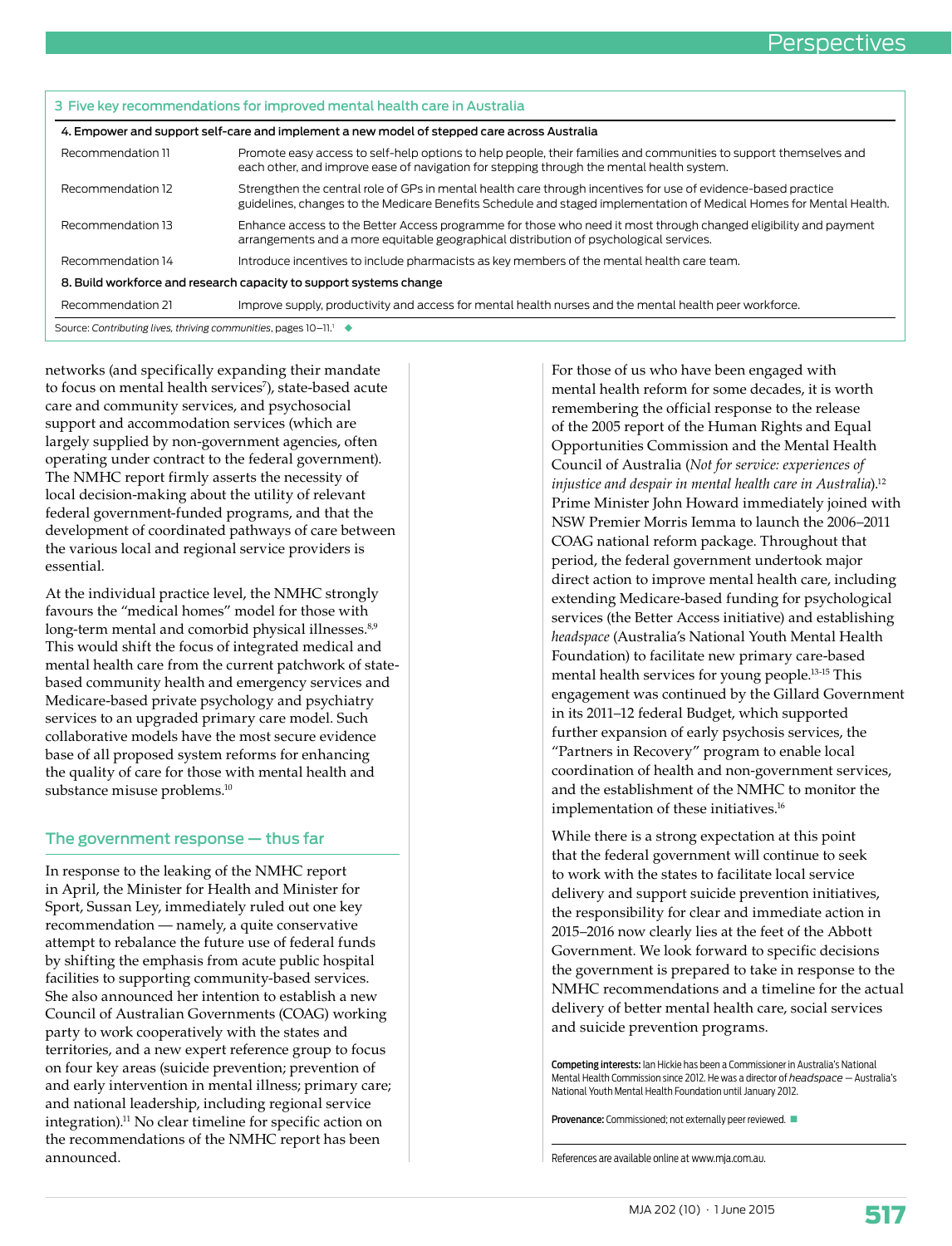**3 Five key recommendations for improved mental health care in Australia**

| | |
|---|---|
| **4. Empower and support self-care and implement a new model of stepped care across Australia** | |
| Recommendation 11 | Promote easy access to self-help options to help people, their families and communities to support themselves and each other, and improve ease of navigation for stepping through the mental health system. |
| Recommendation 12 | Strengthen the central role of GPs in mental health care through incentives for use of evidence-based practice guidelines, changes to the Medicare Benefits Schedule and staged implementation of Medical Homes for Mental Health. |
| Recommendation 13 | Enhance access to the Better Access programme for those who need it most through changed eligibility and payment arrangements and a more equitable geographical distribution of psychological services. |
| Recommendation 14 | Introduce incentives to include pharmacists as key members of the mental health care team. |
| **8. Build workforce and research capacity to support systems change** | |
| Recommendation 21 | Improve supply, productivity and access for mental health nurses and the mental health peer workforce. |

Source: *Contributing lives, thriving communities*, pages 10–11.[1] ◆

networks (and specifically expanding their mandate to focus on mental health services[7]), state-based acute care and community services, and psychosocial support and accommodation services (which are largely supplied by non-government agencies, often operating under contract to the federal government). The NMHC report firmly asserts the necessity of local decision-making about the utility of relevant federal government-funded programs, and that the development of coordinated pathways of care between the various local and regional service providers is essential.

At the individual practice level, the NMHC strongly favours the "medical homes" model for those with long-term mental and comorbid physical illnesses.[8,9] This would shift the focus of integrated medical and mental health care from the current patchwork of state-based community health and emergency services and Medicare-based private psychology and psychiatry services to an upgraded primary care model. Such collaborative models have the most secure evidence base of all proposed system reforms for enhancing the quality of care for those with mental health and substance misuse problems.[10]

## The government response — thus far

In response to the leaking of the NMHC report in April, the Minister for Health and Minister for Sport, Sussan Ley, immediately ruled out one key recommendation — namely, a quite conservative attempt to rebalance the future use of federal funds by shifting the emphasis from acute public hospital facilities to supporting community-based services. She also announced her intention to establish a new Council of Australian Governments (COAG) working party to work cooperatively with the states and territories, and a new expert reference group to focus on four key areas (suicide prevention; prevention of and early intervention in mental illness; primary care; and national leadership, including regional service integration).[11] No clear timeline for specific action on the recommendations of the NMHC report has been announced.

For those of us who have been engaged with mental health reform for some decades, it is worth remembering the official response to the release of the 2005 report of the Human Rights and Equal Opportunities Commission and the Mental Health Council of Australia (*Not for service: experiences of injustice and despair in mental health care in Australia*).[12] Prime Minister John Howard immediately joined with NSW Premier Morris Iemma to launch the 2006–2011 COAG national reform package. Throughout that period, the federal government undertook major direct action to improve mental health care, including extending Medicare-based funding for psychological services (the Better Access initiative) and establishing *headspace* (Australia's National Youth Mental Health Foundation) to facilitate new primary care-based mental health services for young people.[13-15] This engagement was continued by the Gillard Government in its 2011–12 federal Budget, which supported further expansion of early psychosis services, the "Partners in Recovery" program to enable local coordination of health and non-government services, and the establishment of the NMHC to monitor the implementation of these initiatives.[16]

While there is a strong expectation at this point that the federal government will continue to seek to work with the states to facilitate local service delivery and support suicide prevention initiatives, the responsibility for clear and immediate action in 2015–2016 now clearly lies at the feet of the Abbott Government. We look forward to specific decisions the government is prepared to take in response to the NMHC recommendations and a timeline for the actual delivery of better mental health care, social services and suicide prevention programs.

**Competing interests:** Ian Hickie has been a Commissioner in Australia's National Mental Health Commission since 2012. He was a director of *headspace* — Australia's National Youth Mental Health Foundation until January 2012.

**Provenance:** Commissioned; not externally peer reviewed. ■

References are available online at www.mja.com.au.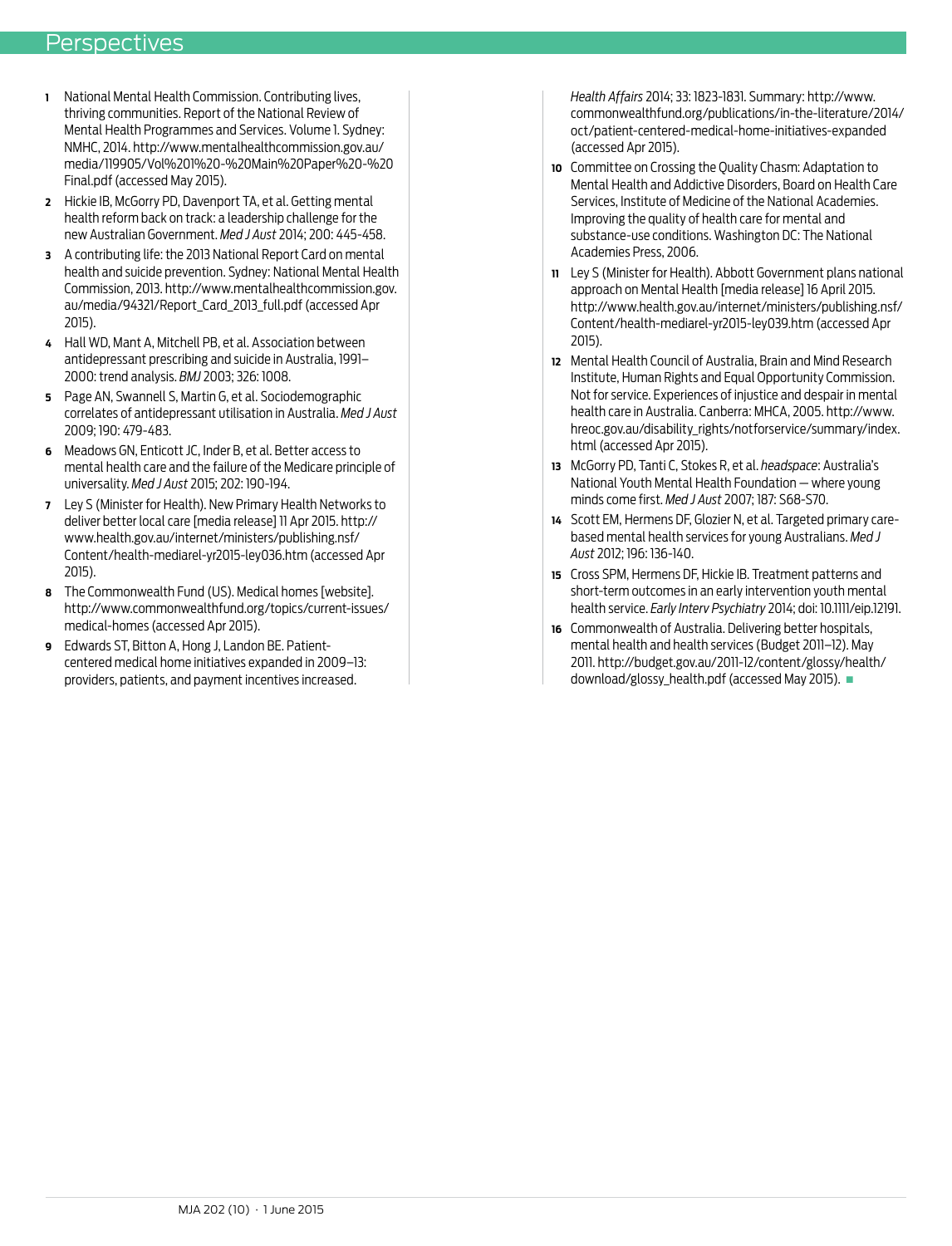1. National Mental Health Commission. Contributing lives, thriving communities. Report of the National Review of Mental Health Programmes and Services. Volume 1. Sydney: NMHC, 2014. http://www.mentalhealthcommission.gov.au/media/119905/Vol%201%20-%20Main%20Paper%20-%20Final.pdf (accessed May 2015).
2. Hickie IB, McGorry PD, Davenport TA, et al. Getting mental health reform back on track: a leadership challenge for the new Australian Government. *Med J Aust* 2014; 200: 445-458.
3. A contributing life: the 2013 National Report Card on mental health and suicide prevention. Sydney: National Mental Health Commission, 2013. http://www.mentalhealthcommission.gov.au/media/94321/Report_Card_2013_full.pdf (accessed Apr 2015).
4. Hall WD, Mant A, Mitchell PB, et al. Association between antidepressant prescribing and suicide in Australia, 1991–2000: trend analysis. *BMJ* 2003; 326: 1008.
5. Page AN, Swannell S, Martin G, et al. Sociodemographic correlates of antidepressant utilisation in Australia. *Med J Aust* 2009; 190: 479-483.
6. Meadows GN, Enticott JC, Inder B, et al. Better access to mental health care and the failure of the Medicare principle of universality. *Med J Aust* 2015; 202: 190-194.
7. Ley S (Minister for Health). New Primary Health Networks to deliver better local care [media release] 11 Apr 2015. http://www.health.gov.au/internet/ministers/publishing.nsf/Content/health-mediarel-yr2015-ley036.htm (accessed Apr 2015).
8. The Commonwealth Fund (US). Medical homes [website]. http://www.commonwealthfund.org/topics/current-issues/medical-homes (accessed Apr 2015).
9. Edwards ST, Bitton A, Hong J, Landon BE. Patient-centered medical home initiatives expanded in 2009–13: providers, patients, and payment incentives increased. *Health Affairs* 2014; 33: 1823-1831. Summary: http://www.commonwealthfund.org/publications/in-the-literature/2014/oct/patient-centered-medical-home-initiatives-expanded (accessed Apr 2015).
10. Committee on Crossing the Quality Chasm: Adaptation to Mental Health and Addictive Disorders, Board on Health Care Services, Institute of Medicine of the National Academies. Improving the quality of health care for mental and substance-use conditions. Washington DC: The National Academies Press, 2006.
11. Ley S (Minister for Health). Abbott Government plans national approach on Mental Health [media release] 16 April 2015. http://www.health.gov.au/internet/ministers/publishing.nsf/Content/health-mediarel-yr2015-ley039.htm (accessed Apr 2015).
12. Mental Health Council of Australia, Brain and Mind Research Institute, Human Rights and Equal Opportunity Commission. Not for service. Experiences of injustice and despair in mental health care in Australia. Canberra: MHCA, 2005. http://www.hreoc.gov.au/disability_rights/notforservice/summary/index.html (accessed Apr 2015).
13. McGorry PD, Tanti C, Stokes R, et al. *headspace*: Australia's National Youth Mental Health Foundation — where young minds come first. *Med J Aust* 2007; 187: S68-S70.
14. Scott EM, Hermens DF, Glozier N, et al. Targeted primary care-based mental health services for young Australians. *Med J Aust* 2012; 196: 136-140.
15. Cross SPM, Hermens DF, Hickie IB. Treatment patterns and short-term outcomes in an early intervention youth mental health service. *Early Interv Psychiatry* 2014; doi: 10.1111/eip.12191.
16. Commonwealth of Australia. Delivering better hospitals, mental health and health services (Budget 2011–12). May 2011. http://budget.gov.au/2011-12/content/glossy/health/download/glossy_health.pdf (accessed May 2015). ■